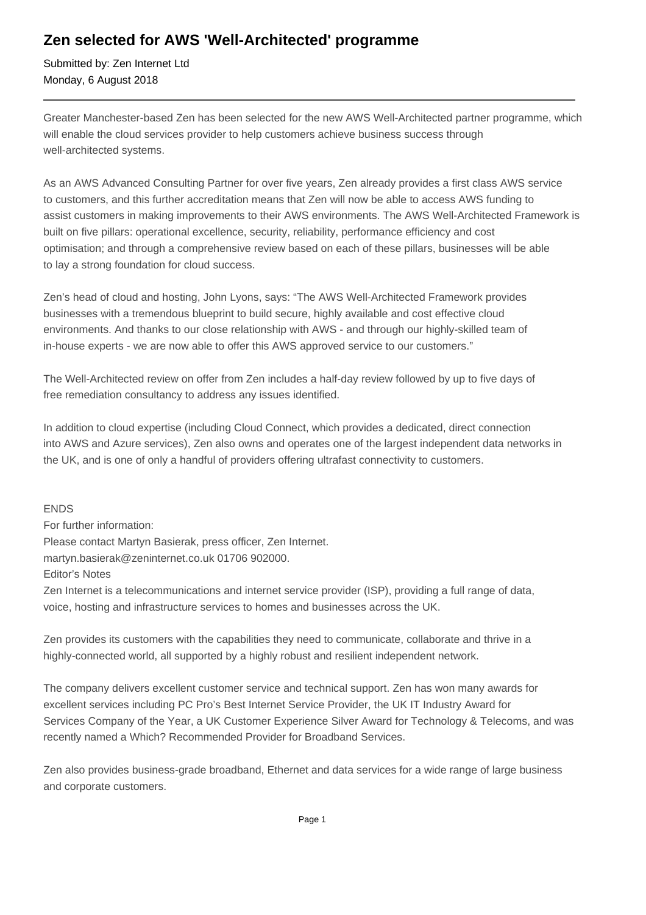# Zen selected for AWS 'Well-Architected' programme

Submitted by: Zen Internet Ltd
Monday, 6 August 2018

---

Greater Manchester-based Zen has been selected for the new AWS Well-Architected partner programme, which will enable the cloud services provider to help customers achieve business success through well-architected systems.

As an AWS Advanced Consulting Partner for over five years, Zen already provides a first class AWS service to customers, and this further accreditation means that Zen will now be able to access AWS funding to assist customers in making improvements to their AWS environments. The AWS Well-Architected Framework is built on five pillars: operational excellence, security, reliability, performance efficiency and cost optimisation; and through a comprehensive review based on each of these pillars, businesses will be able to lay a strong foundation for cloud success.

Zen's head of cloud and hosting, John Lyons, says: "The AWS Well-Architected Framework provides businesses with a tremendous blueprint to build secure, highly available and cost effective cloud environments. And thanks to our close relationship with AWS - and through our highly-skilled team of in-house experts - we are now able to offer this AWS approved service to our customers."

The Well-Architected review on offer from Zen includes a half-day review followed by up to five days of free remediation consultancy to address any issues identified.

In addition to cloud expertise (including Cloud Connect, which provides a dedicated, direct connection into AWS and Azure services), Zen also owns and operates one of the largest independent data networks in the UK, and is one of only a handful of providers offering ultrafast connectivity to customers.

ENDS
For further information:
Please contact Martyn Basierak, press officer, Zen Internet.
martyn.basierak@zeninternet.co.uk 01706 902000.
Editor's Notes
Zen Internet is a telecommunications and internet service provider (ISP), providing a full range of data, voice, hosting and infrastructure services to homes and businesses across the UK.

Zen provides its customers with the capabilities they need to communicate, collaborate and thrive in a highly-connected world, all supported by a highly robust and resilient independent network.

The company delivers excellent customer service and technical support. Zen has won many awards for excellent services including PC Pro's Best Internet Service Provider, the UK IT Industry Award for Services Company of the Year, a UK Customer Experience Silver Award for Technology & Telecoms, and was recently named a Which? Recommended Provider for Broadband Services.

Zen also provides business-grade broadband, Ethernet and data services for a wide range of large business and corporate customers.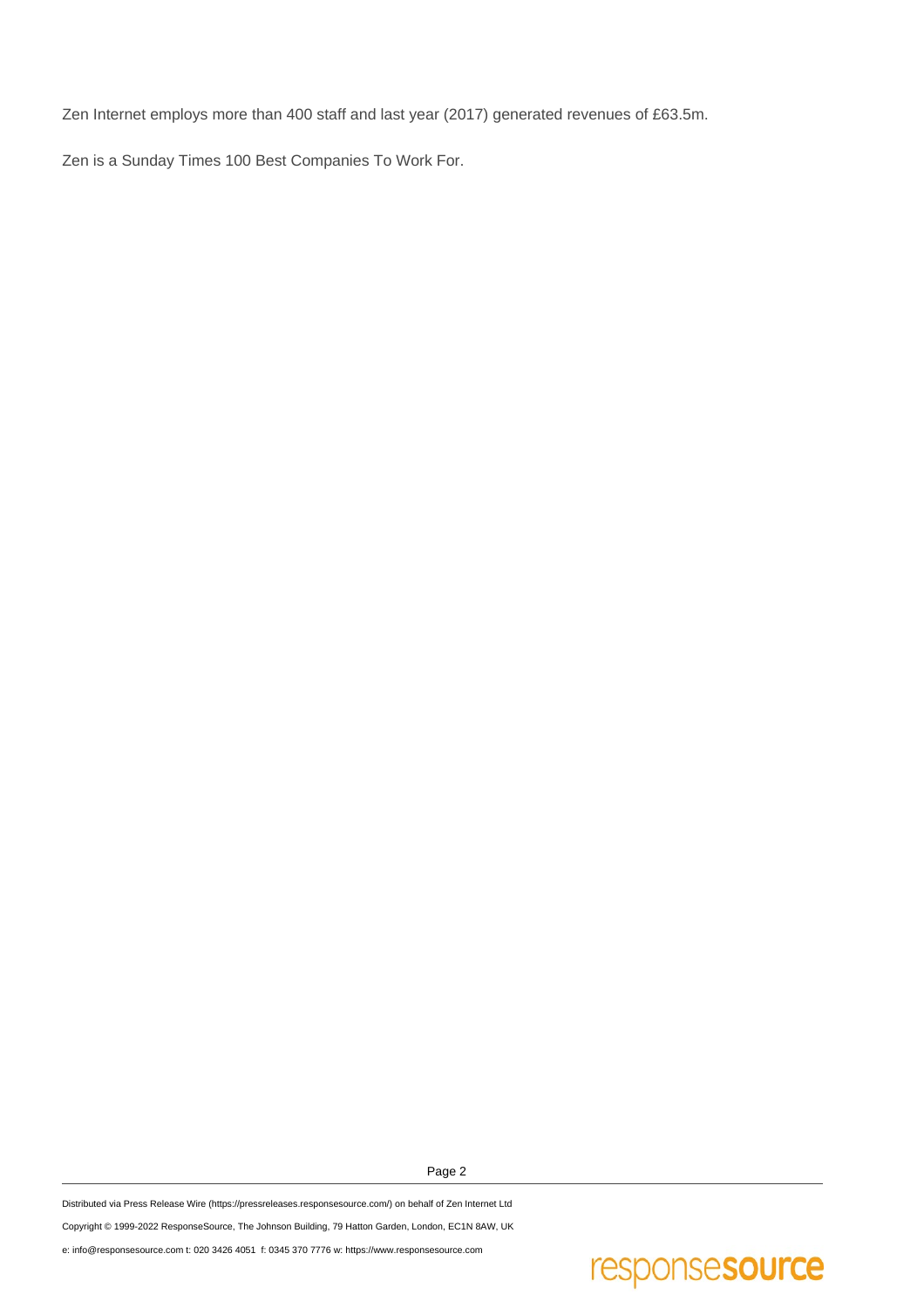Zen Internet employs more than 400 staff and last year (2017) generated revenues of £63.5m.

Zen is a Sunday Times 100 Best Companies To Work For.